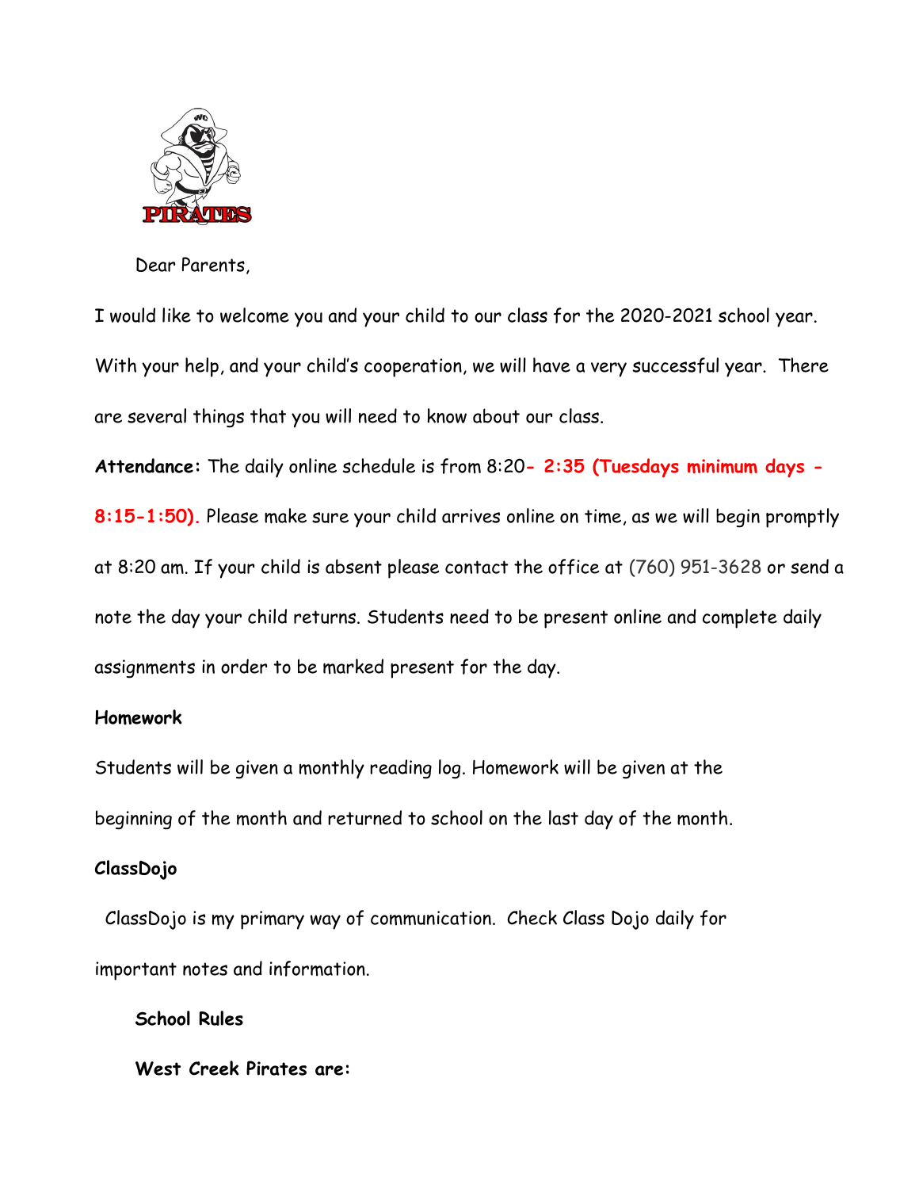Dear Parents,

I would like to welcome you and your child to our class for the 2020-2021 school year. With your help, and your child's cooperation, we will have a very successful year. There are several things that you will need to know about our class.

**Attendance:** The daily online schedule is from 8:20**- 2:35 (Tuesdays minimum days - 8:15-1:50).** Please make sure your child arrives online on time, as we will begin promptly at 8:20 am. If your child is absent please contact the office at (760) 951-3628 or send a note the day your child returns. Students need to be present online and complete daily assignments in order to be marked present for the day.

**Homework**

Students will be given a monthly reading log. Homework will be given at the beginning of the month and returned to school on the last day of the month.

**ClassDojo**

ClassDojo is my primary way of communication. Check Class Dojo daily for important notes and information.

**School Rules**

**West Creek Pirates are:**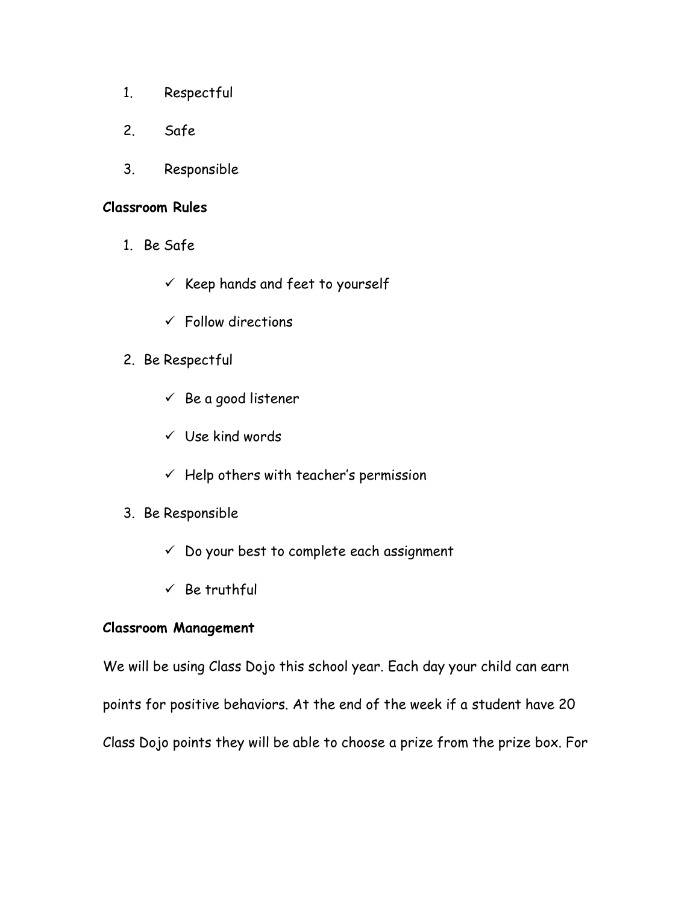1. Respectful
2. Safe
3. Responsible

**Classroom Rules**

1. Be Safe
   - ✓ Keep hands and feet to yourself
   - ✓ Follow directions
2. Be Respectful
   - ✓ Be a good listener
   - ✓ Use kind words
   - ✓ Help others with teacher's permission
3. Be Responsible
   - ✓ Do your best to complete each assignment
   - ✓ Be truthful

**Classroom Management**

We will be using Class Dojo this school year. Each day your child can earn points for positive behaviors. At the end of the week if a student have 20 Class Dojo points they will be able to choose a prize from the prize box. For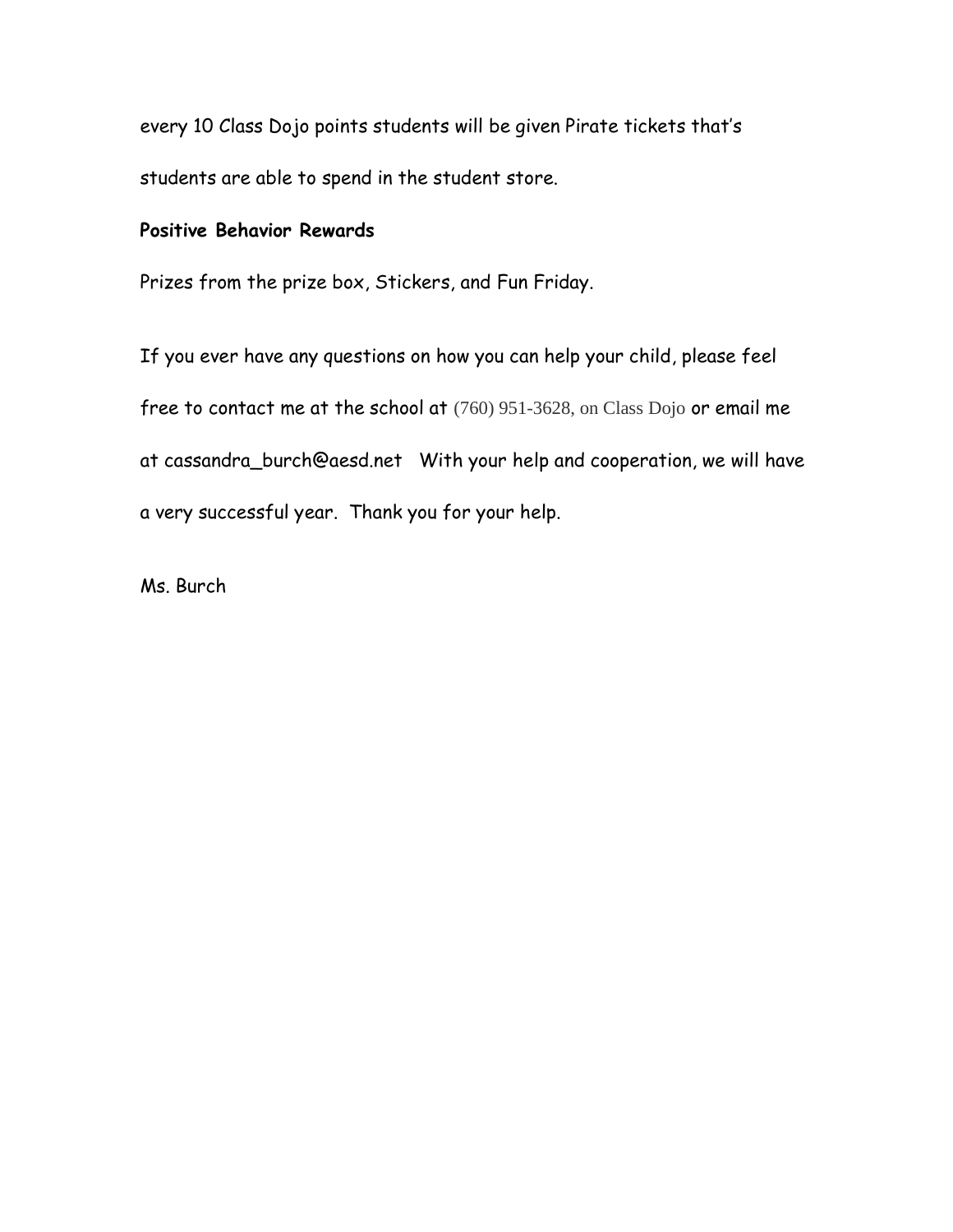every 10 Class Dojo points students will be given Pirate tickets that's students are able to spend in the student store.

**Positive Behavior Rewards**

Prizes from the prize box, Stickers, and Fun Friday.

If you ever have any questions on how you can help your child, please feel free to contact me at the school at (760) 951-3628, on Class Dojo or email me at cassandra_burch@aesd.net With your help and cooperation, we will have a very successful year. Thank you for your help.

Ms. Burch